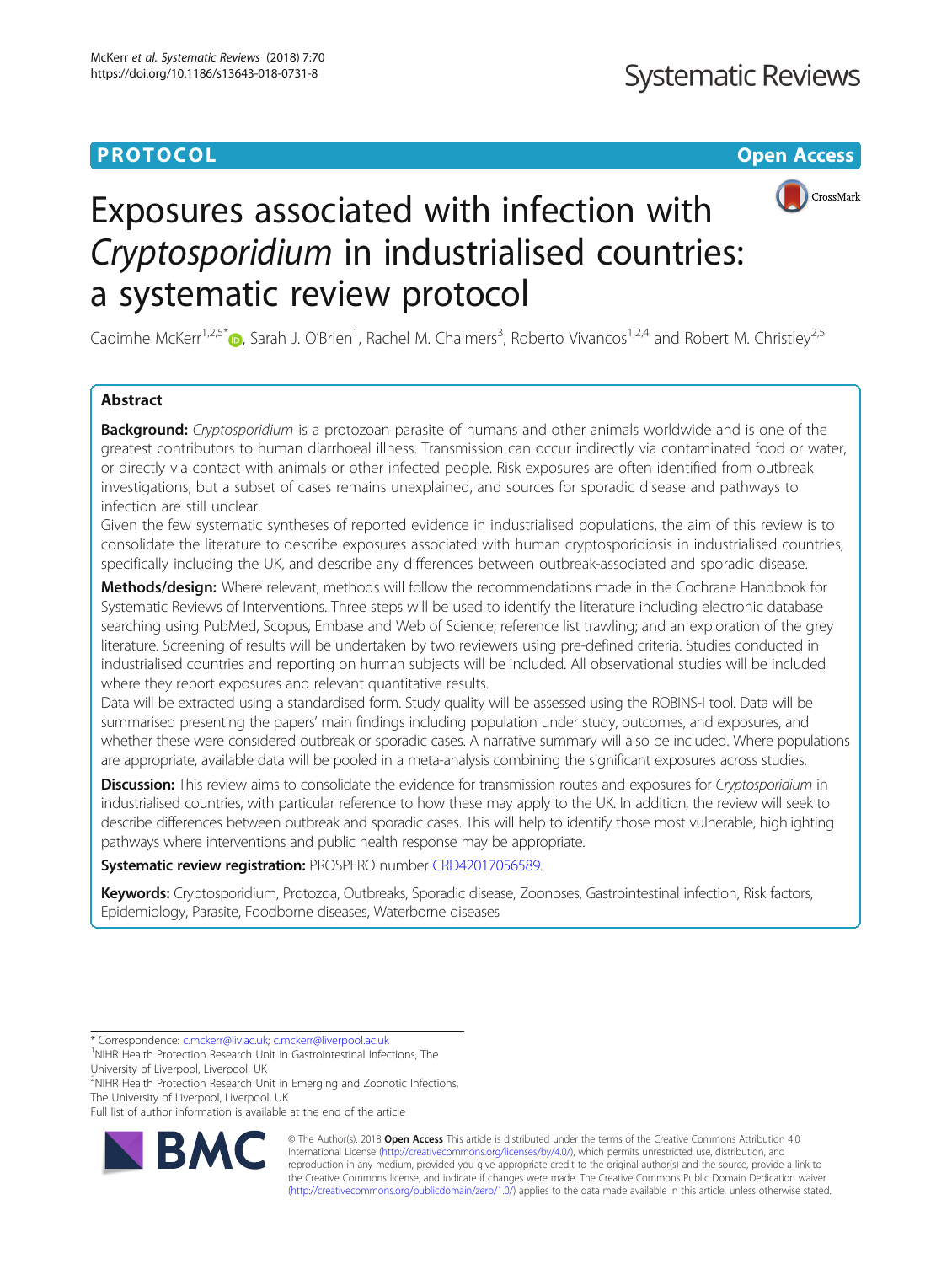PROTOCOL

Open Access

# Exposures associated with infection with *Cryptosporidium* in industrialised countries: a systematic review protocol

Caoimhe McKerr[1,2,5*], Sarah J. O'Brien[1], Rachel M. Chalmers[3], Roberto Vivancos[1,2,4] and Robert M. Christley[2,5]

## Abstract

**Background:** *Cryptosporidium* is a protozoan parasite of humans and other animals worldwide and is one of the greatest contributors to human diarrhoeal illness. Transmission can occur indirectly via contaminated food or water, or directly via contact with animals or other infected people. Risk exposures are often identified from outbreak investigations, but a subset of cases remains unexplained, and sources for sporadic disease and pathways to infection are still unclear.

Given the few systematic syntheses of reported evidence in industrialised populations, the aim of this review is to consolidate the literature to describe exposures associated with human cryptosporidiosis in industrialised countries, specifically including the UK, and describe any differences between outbreak-associated and sporadic disease.

**Methods/design:** Where relevant, methods will follow the recommendations made in the Cochrane Handbook for Systematic Reviews of Interventions. Three steps will be used to identify the literature including electronic database searching using PubMed, Scopus, Embase and Web of Science; reference list trawling; and an exploration of the grey literature. Screening of results will be undertaken by two reviewers using pre-defined criteria. Studies conducted in industrialised countries and reporting on human subjects will be included. All observational studies will be included where they report exposures and relevant quantitative results.

Data will be extracted using a standardised form. Study quality will be assessed using the ROBINS-I tool. Data will be summarised presenting the papers' main findings including population under study, outcomes, and exposures, and whether these were considered outbreak or sporadic cases. A narrative summary will also be included. Where populations are appropriate, available data will be pooled in a meta-analysis combining the significant exposures across studies.

**Discussion:** This review aims to consolidate the evidence for transmission routes and exposures for *Cryptosporidium* in industrialised countries, with particular reference to how these may apply to the UK. In addition, the review will seek to describe differences between outbreak and sporadic cases. This will help to identify those most vulnerable, highlighting pathways where interventions and public health response may be appropriate.

**Systematic review registration:** PROSPERO number CRD42017056589.

**Keywords:** Cryptosporidium, Protozoa, Outbreaks, Sporadic disease, Zoonoses, Gastrointestinal infection, Risk factors, Epidemiology, Parasite, Foodborne diseases, Waterborne diseases

---

\* Correspondence: c.mckerr@liv.ac.uk; c.mckerr@liverpool.ac.uk

[1]NIHR Health Protection Research Unit in Gastrointestinal Infections, The University of Liverpool, Liverpool, UK

[2]NIHR Health Protection Research Unit in Emerging and Zoonotic Infections, The University of Liverpool, Liverpool, UK

Full list of author information is available at the end of the article

© The Author(s). 2018 **Open Access** This article is distributed under the terms of the Creative Commons Attribution 4.0 International License (http://creativecommons.org/licenses/by/4.0/), which permits unrestricted use, distribution, and reproduction in any medium, provided you give appropriate credit to the original author(s) and the source, provide a link to the Creative Commons license, and indicate if changes were made. The Creative Commons Public Domain Dedication waiver (http://creativecommons.org/publicdomain/zero/1.0/) applies to the data made available in this article, unless otherwise stated.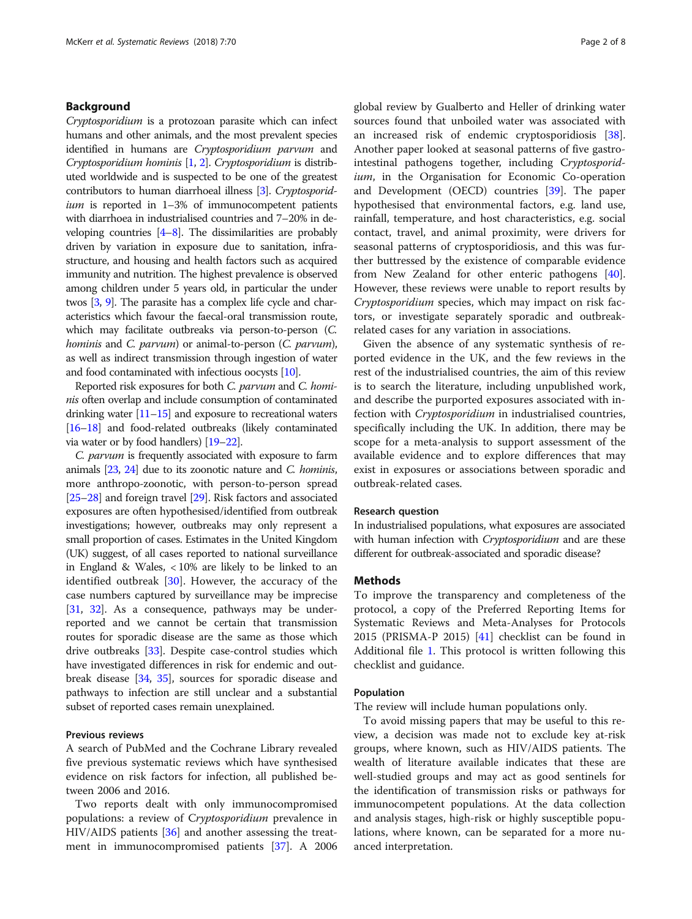## Background

*Cryptosporidium* is a protozoan parasite which can infect humans and other animals, and the most prevalent species identified in humans are *Cryptosporidium parvum* and *Cryptosporidium hominis* [1, 2]. *Cryptosporidium* is distributed worldwide and is suspected to be one of the greatest contributors to human diarrhoeal illness [3]. *Cryptosporidium* is reported in 1–3% of immunocompetent patients with diarrhoea in industrialised countries and 7–20% in developing countries [4–8]. The dissimilarities are probably driven by variation in exposure due to sanitation, infrastructure, and housing and health factors such as acquired immunity and nutrition. The highest prevalence is observed among children under 5 years old, in particular the under twos [3, 9]. The parasite has a complex life cycle and characteristics which favour the faecal-oral transmission route, which may facilitate outbreaks via person-to-person (*C. hominis* and *C. parvum*) or animal-to-person (*C. parvum*), as well as indirect transmission through ingestion of water and food contaminated with infectious oocysts [10].

Reported risk exposures for both *C. parvum* and *C. hominis* often overlap and include consumption of contaminated drinking water [11–15] and exposure to recreational waters [16–18] and food-related outbreaks (likely contaminated via water or by food handlers) [19–22].

*C. parvum* is frequently associated with exposure to farm animals [23, 24] due to its zoonotic nature and *C. hominis*, more anthropo-zoonotic, with person-to-person spread [25–28] and foreign travel [29]. Risk factors and associated exposures are often hypothesised/identified from outbreak investigations; however, outbreaks may only represent a small proportion of cases. Estimates in the United Kingdom (UK) suggest, of all cases reported to national surveillance in England & Wales, < 10% are likely to be linked to an identified outbreak [30]. However, the accuracy of the case numbers captured by surveillance may be imprecise [31, 32]. As a consequence, pathways may be underreported and we cannot be certain that transmission routes for sporadic disease are the same as those which drive outbreaks [33]. Despite case-control studies which have investigated differences in risk for endemic and outbreak disease [34, 35], sources for sporadic disease and pathways to infection are still unclear and a substantial subset of reported cases remain unexplained.

### Previous reviews

A search of PubMed and the Cochrane Library revealed five previous systematic reviews which have synthesised evidence on risk factors for infection, all published between 2006 and 2016.

Two reports dealt with only immunocompromised populations: a review of *Cryptosporidium* prevalence in HIV/AIDS patients [36] and another assessing the treatment in immunocompromised patients [37]. A 2006 global review by Gualberto and Heller of drinking water sources found that unboiled water was associated with an increased risk of endemic cryptosporidiosis [38]. Another paper looked at seasonal patterns of five gastrointestinal pathogens together, including *Cryptosporidium*, in the Organisation for Economic Co-operation and Development (OECD) countries [39]. The paper hypothesised that environmental factors, e.g. land use, rainfall, temperature, and host characteristics, e.g. social contact, travel, and animal proximity, were drivers for seasonal patterns of cryptosporidiosis, and this was further buttressed by the existence of comparable evidence from New Zealand for other enteric pathogens [40]. However, these reviews were unable to report results by *Cryptosporidium* species, which may impact on risk factors, or investigate separately sporadic and outbreak-related cases for any variation in associations.

Given the absence of any systematic synthesis of reported evidence in the UK, and the few reviews in the rest of the industrialised countries, the aim of this review is to search the literature, including unpublished work, and describe the purported exposures associated with infection with *Cryptosporidium* in industrialised countries, specifically including the UK. In addition, there may be scope for a meta-analysis to support assessment of the available evidence and to explore differences that may exist in exposures or associations between sporadic and outbreak-related cases.

### Research question

In industrialised populations, what exposures are associated with human infection with *Cryptosporidium* and are these different for outbreak-associated and sporadic disease?

## Methods

To improve the transparency and completeness of the protocol, a copy of the Preferred Reporting Items for Systematic Reviews and Meta-Analyses for Protocols 2015 (PRISMA-P 2015) [41] checklist can be found in Additional file 1. This protocol is written following this checklist and guidance.

### Population

The review will include human populations only.

To avoid missing papers that may be useful to this review, a decision was made not to exclude key at-risk groups, where known, such as HIV/AIDS patients. The wealth of literature available indicates that these are well-studied groups and may act as good sentinels for the identification of transmission risks or pathways for immunocompetent populations. At the data collection and analysis stages, high-risk or highly susceptible populations, where known, can be separated for a more nuanced interpretation.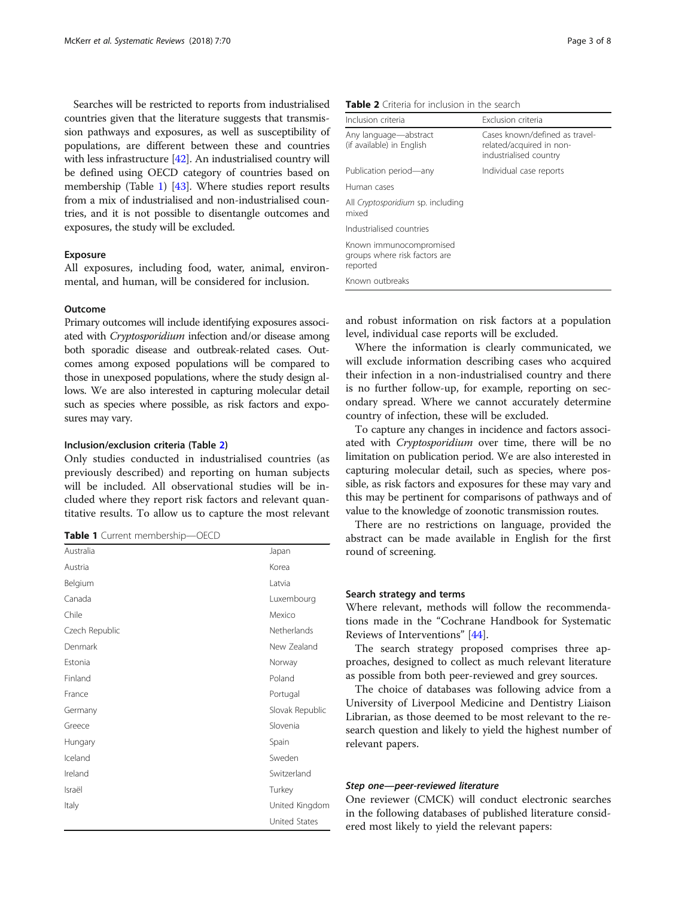Searches will be restricted to reports from industrialised countries given that the literature suggests that transmission pathways and exposures, as well as susceptibility of populations, are different between these and countries with less infrastructure [42]. An industrialised country will be defined using OECD category of countries based on membership (Table 1) [43]. Where studies report results from a mix of industrialised and non-industrialised countries, and it is not possible to disentangle outcomes and exposures, the study will be excluded.

### Exposure

All exposures, including food, water, animal, environmental, and human, will be considered for inclusion.

### Outcome

Primary outcomes will include identifying exposures associated with *Cryptosporidium* infection and/or disease among both sporadic disease and outbreak-related cases. Outcomes among exposed populations will be compared to those in unexposed populations, where the study design allows. We are also interested in capturing molecular detail such as species where possible, as risk factors and exposures may vary.

### Inclusion/exclusion criteria (Table 2)

Only studies conducted in industrialised countries (as previously described) and reporting on human subjects will be included. All observational studies will be included where they report risk factors and relevant quantitative results. To allow us to capture the most relevant and robust information on risk factors at a population level, individual case reports will be excluded.

**Table 1** Current membership—OECD

| | |
|---|---|
| Australia | Japan |
| Austria | Korea |
| Belgium | Latvia |
| Canada | Luxembourg |
| Chile | Mexico |
| Czech Republic | Netherlands |
| Denmark | New Zealand |
| Estonia | Norway |
| Finland | Poland |
| France | Portugal |
| Germany | Slovak Republic |
| Greece | Slovenia |
| Hungary | Spain |
| Iceland | Sweden |
| Ireland | Switzerland |
| Israël | Turkey |
| Italy | United Kingdom |
| | United States |

**Table 2** Criteria for inclusion in the search

| Inclusion criteria | Exclusion criteria |
|---|---|
| Any language—abstract (if available) in English | Cases known/defined as travel-related/acquired in non-industrialised country |
| Publication period—any | Individual case reports |
| Human cases | |
| All *Cryptosporidium* sp. including mixed | |
| Industrialised countries | |
| Known immunocompromised groups where risk factors are reported | |
| Known outbreaks | |

Where the information is clearly communicated, we will exclude information describing cases who acquired their infection in a non-industrialised country and there is no further follow-up, for example, reporting on secondary spread. Where we cannot accurately determine country of infection, these will be excluded.

To capture any changes in incidence and factors associated with *Cryptosporidium* over time, there will be no limitation on publication period. We are also interested in capturing molecular detail, such as species, where possible, as risk factors and exposures for these may vary and this may be pertinent for comparisons of pathways and of value to the knowledge of zoonotic transmission routes.

There are no restrictions on language, provided the abstract can be made available in English for the first round of screening.

### Search strategy and terms

Where relevant, methods will follow the recommendations made in the "Cochrane Handbook for Systematic Reviews of Interventions" [44].

The search strategy proposed comprises three approaches, designed to collect as much relevant literature as possible from both peer-reviewed and grey sources.

The choice of databases was following advice from a University of Liverpool Medicine and Dentistry Liaison Librarian, as those deemed to be most relevant to the research question and likely to yield the highest number of relevant papers.

#### *Step one—peer-reviewed literature*

One reviewer (CMCK) will conduct electronic searches in the following databases of published literature considered most likely to yield the relevant papers: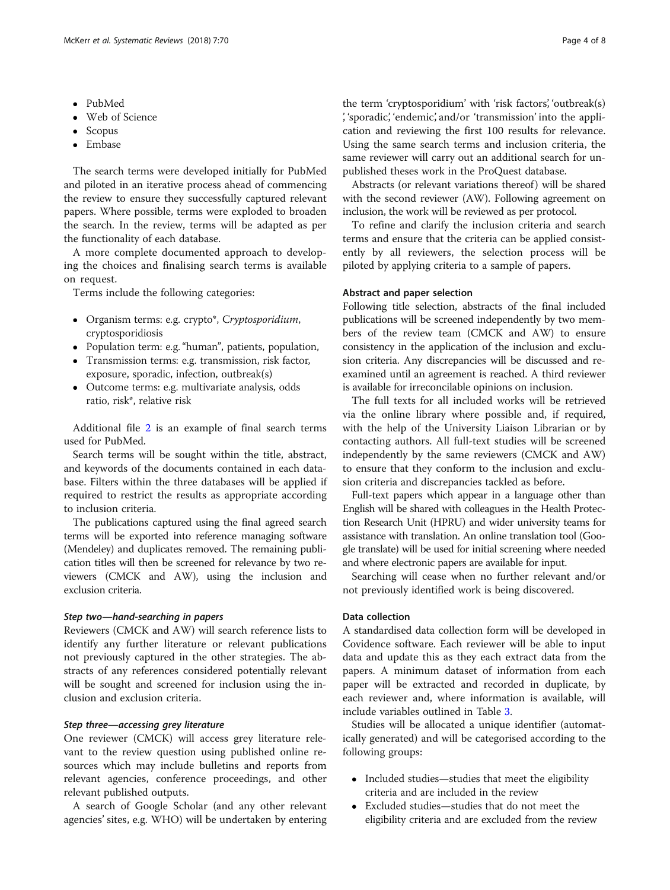- PubMed
- Web of Science
- Scopus
- Embase

The search terms were developed initially for PubMed and piloted in an iterative process ahead of commencing the review to ensure they successfully captured relevant papers. Where possible, terms were exploded to broaden the search. In the review, terms will be adapted as per the functionality of each database.

A more complete documented approach to developing the choices and finalising search terms is available on request.

Terms include the following categories:

- Organism terms: e.g. crypto*, *Cryptosporidium*, cryptosporidiosis
- Population term: e.g. "human", patients, population,
- Transmission terms: e.g. transmission, risk factor, exposure, sporadic, infection, outbreak(s)
- Outcome terms: e.g. multivariate analysis, odds ratio, risk*, relative risk

Additional file 2 is an example of final search terms used for PubMed.

Search terms will be sought within the title, abstract, and keywords of the documents contained in each database. Filters within the three databases will be applied if required to restrict the results as appropriate according to inclusion criteria.

The publications captured using the final agreed search terms will be exported into reference managing software (Mendeley) and duplicates removed. The remaining publication titles will then be screened for relevance by two reviewers (CMCK and AW), using the inclusion and exclusion criteria.

#### *Step two—hand-searching in papers*

Reviewers (CMCK and AW) will search reference lists to identify any further literature or relevant publications not previously captured in the other strategies. The abstracts of any references considered potentially relevant will be sought and screened for inclusion using the inclusion and exclusion criteria.

#### *Step three—accessing grey literature*

One reviewer (CMCK) will access grey literature relevant to the review question using published online resources which may include bulletins and reports from relevant agencies, conference proceedings, and other relevant published outputs.

A search of Google Scholar (and any other relevant agencies' sites, e.g. WHO) will be undertaken by entering the term 'cryptosporidium' with 'risk factors', 'outbreak(s)', 'sporadic', 'endemic', and/or 'transmission' into the application and reviewing the first 100 results for relevance. Using the same search terms and inclusion criteria, the same reviewer will carry out an additional search for unpublished theses work in the ProQuest database.

Abstracts (or relevant variations thereof) will be shared with the second reviewer (AW). Following agreement on inclusion, the work will be reviewed as per protocol.

To refine and clarify the inclusion criteria and search terms and ensure that the criteria can be applied consistently by all reviewers, the selection process will be piloted by applying criteria to a sample of papers.

### Abstract and paper selection

Following title selection, abstracts of the final included publications will be screened independently by two members of the review team (CMCK and AW) to ensure consistency in the application of the inclusion and exclusion criteria. Any discrepancies will be discussed and re-examined until an agreement is reached. A third reviewer is available for irreconcilable opinions on inclusion.

The full texts for all included works will be retrieved via the online library where possible and, if required, with the help of the University Liaison Librarian or by contacting authors. All full-text studies will be screened independently by the same reviewers (CMCK and AW) to ensure that they conform to the inclusion and exclusion criteria and discrepancies tackled as before.

Full-text papers which appear in a language other than English will be shared with colleagues in the Health Protection Research Unit (HPRU) and wider university teams for assistance with translation. An online translation tool (Google translate) will be used for initial screening where needed and where electronic papers are available for input.

Searching will cease when no further relevant and/or not previously identified work is being discovered.

### Data collection

A standardised data collection form will be developed in Covidence software. Each reviewer will be able to input data and update this as they each extract data from the papers. A minimum dataset of information from each paper will be extracted and recorded in duplicate, by each reviewer and, where information is available, will include variables outlined in Table 3.

Studies will be allocated a unique identifier (automatically generated) and will be categorised according to the following groups:

- Included studies—studies that meet the eligibility criteria and are included in the review
- Excluded studies—studies that do not meet the eligibility criteria and are excluded from the review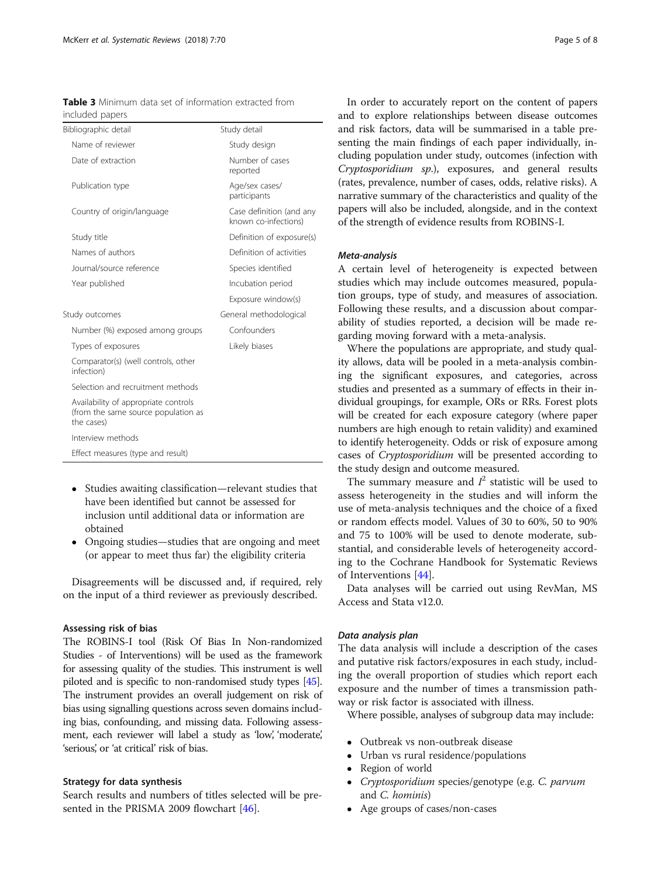**Table 3** Minimum data set of information extracted from included papers

| | |
|---|---|
| Bibliographic detail | Study detail |
| Name of reviewer | Study design |
| Date of extraction | Number of cases reported |
| Publication type | Age/sex cases/ participants |
| Country of origin/language | Case definition (and any known co-infections) |
| Study title | Definition of exposure(s) |
| Names of authors | Definition of activities |
| Journal/source reference | Species identified |
| Year published | Incubation period |
| | Exposure window(s) |
| Study outcomes | General methodological |
| Number (%) exposed among groups | Confounders |
| Types of exposures | Likely biases |
| Comparator(s) (well controls, other infection) | |
| Selection and recruitment methods | |
| Availability of appropriate controls (from the same source population as the cases) | |
| Interview methods | |
| Effect measures (type and result) | |

- Studies awaiting classification—relevant studies that have been identified but cannot be assessed for inclusion until additional data or information are obtained
- Ongoing studies—studies that are ongoing and meet (or appear to meet thus far) the eligibility criteria

Disagreements will be discussed and, if required, rely on the input of a third reviewer as previously described.

### Assessing risk of bias

The ROBINS-I tool (Risk Of Bias In Non-randomized Studies - of Interventions) will be used as the framework for assessing quality of the studies. This instrument is well piloted and is specific to non-randomised study types [45]. The instrument provides an overall judgement on risk of bias using signalling questions across seven domains including bias, confounding, and missing data. Following assessment, each reviewer will label a study as 'low', 'moderate', 'serious', or 'at critical' risk of bias.

### Strategy for data synthesis

Search results and numbers of titles selected will be presented in the PRISMA 2009 flowchart [46].

In order to accurately report on the content of papers and to explore relationships between disease outcomes and risk factors, data will be summarised in a table presenting the main findings of each paper individually, including population under study, outcomes (infection with *Cryptosporidium sp.*), exposures, and general results (rates, prevalence, number of cases, odds, relative risks). A narrative summary of the characteristics and quality of the papers will also be included, alongside, and in the context of the strength of evidence results from ROBINS-I.

#### *Meta-analysis*

A certain level of heterogeneity is expected between studies which may include outcomes measured, population groups, type of study, and measures of association. Following these results, and a discussion about comparability of studies reported, a decision will be made regarding moving forward with a meta-analysis.

Where the populations are appropriate, and study quality allows, data will be pooled in a meta-analysis combining the significant exposures, and categories, across studies and presented as a summary of effects in their individual groupings, for example, ORs or RRs. Forest plots will be created for each exposure category (where paper numbers are high enough to retain validity) and examined to identify heterogeneity. Odds or risk of exposure among cases of *Cryptosporidium* will be presented according to the study design and outcome measured.

The summary measure and $I^2$ statistic will be used to assess heterogeneity in the studies and will inform the use of meta-analysis techniques and the choice of a fixed or random effects model. Values of 30 to 60%, 50 to 90% and 75 to 100% will be used to denote moderate, substantial, and considerable levels of heterogeneity according to the Cochrane Handbook for Systematic Reviews of Interventions [44].

Data analyses will be carried out using RevMan, MS Access and Stata v12.0.

#### *Data analysis plan*

The data analysis will include a description of the cases and putative risk factors/exposures in each study, including the overall proportion of studies which report each exposure and the number of times a transmission pathway or risk factor is associated with illness.

Where possible, analyses of subgroup data may include:

- Outbreak vs non-outbreak disease
- Urban vs rural residence/populations
- Region of world
- *Cryptosporidium* species/genotype (e.g. *C. parvum* and *C. hominis*)
- Age groups of cases/non-cases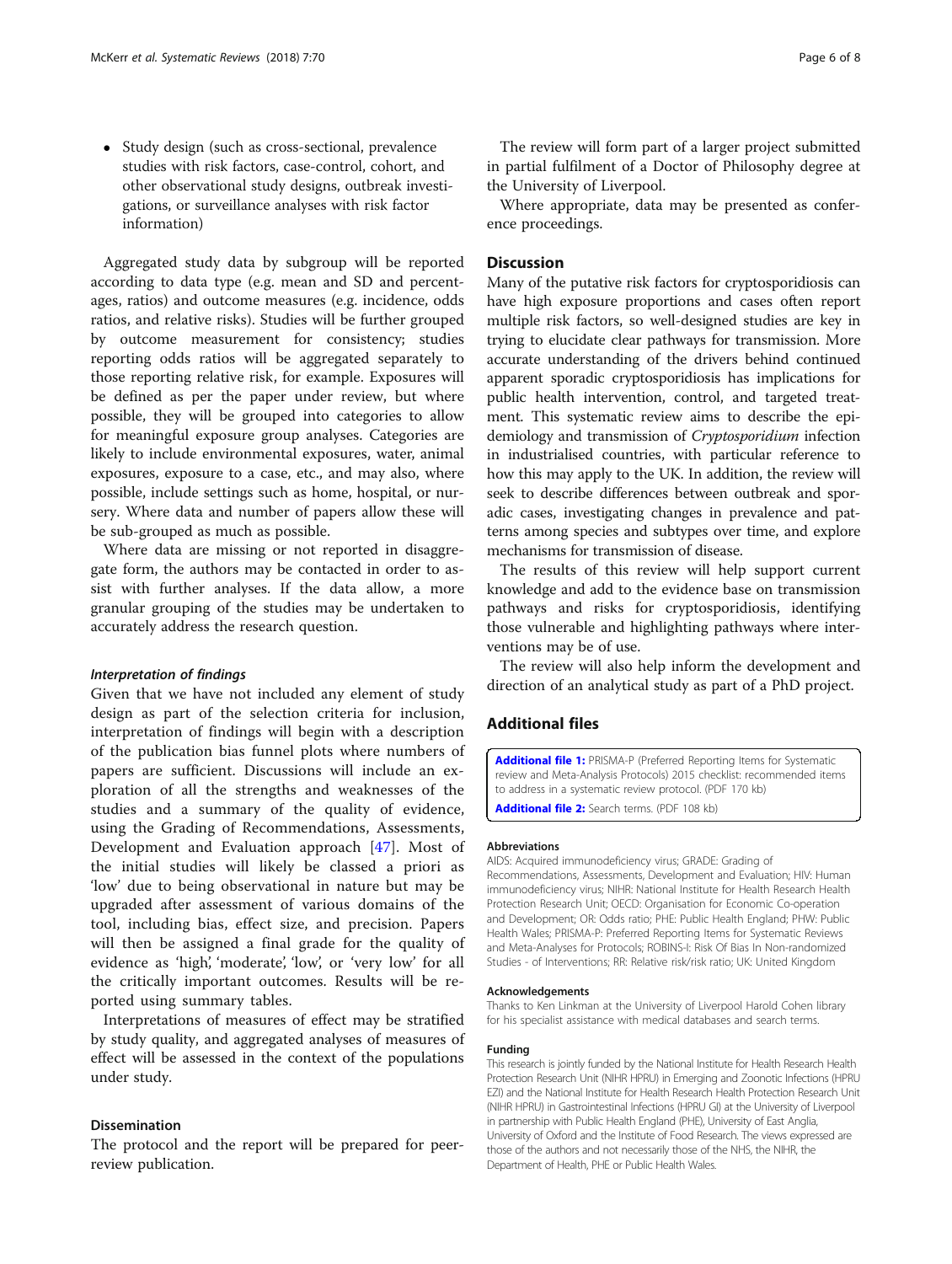- Study design (such as cross-sectional, prevalence studies with risk factors, case-control, cohort, and other observational study designs, outbreak investigations, or surveillance analyses with risk factor information)

Aggregated study data by subgroup will be reported according to data type (e.g. mean and SD and percentages, ratios) and outcome measures (e.g. incidence, odds ratios, and relative risks). Studies will be further grouped by outcome measurement for consistency; studies reporting odds ratios will be aggregated separately to those reporting relative risk, for example. Exposures will be defined as per the paper under review, but where possible, they will be grouped into categories to allow for meaningful exposure group analyses. Categories are likely to include environmental exposures, water, animal exposures, exposure to a case, etc., and may also, where possible, include settings such as home, hospital, or nursery. Where data and number of papers allow these will be sub-grouped as much as possible.

Where data are missing or not reported in disaggregate form, the authors may be contacted in order to assist with further analyses. If the data allow, a more granular grouping of the studies may be undertaken to accurately address the research question.

#### *Interpretation of findings*

Given that we have not included any element of study design as part of the selection criteria for inclusion, interpretation of findings will begin with a description of the publication bias funnel plots where numbers of papers are sufficient. Discussions will include an exploration of all the strengths and weaknesses of the studies and a summary of the quality of evidence, using the Grading of Recommendations, Assessments, Development and Evaluation approach [47]. Most of the initial studies will likely be classed a priori as 'low' due to being observational in nature but may be upgraded after assessment of various domains of the tool, including bias, effect size, and precision. Papers will then be assigned a final grade for the quality of evidence as 'high', 'moderate', 'low', or 'very low' for all the critically important outcomes. Results will be reported using summary tables.

Interpretations of measures of effect may be stratified by study quality, and aggregated analyses of measures of effect will be assessed in the context of the populations under study.

### Dissemination

The protocol and the report will be prepared for peer-review publication.

The review will form part of a larger project submitted in partial fulfilment of a Doctor of Philosophy degree at the University of Liverpool.

Where appropriate, data may be presented as conference proceedings.

## Discussion

Many of the putative risk factors for cryptosporidiosis can have high exposure proportions and cases often report multiple risk factors, so well-designed studies are key in trying to elucidate clear pathways for transmission. More accurate understanding of the drivers behind continued apparent sporadic cryptosporidiosis has implications for public health intervention, control, and targeted treatment. This systematic review aims to describe the epidemiology and transmission of *Cryptosporidium* infection in industrialised countries, with particular reference to how this may apply to the UK. In addition, the review will seek to describe differences between outbreak and sporadic cases, investigating changes in prevalence and patterns among species and subtypes over time, and explore mechanisms for transmission of disease.

The results of this review will help support current knowledge and add to the evidence base on transmission pathways and risks for cryptosporidiosis, identifying those vulnerable and highlighting pathways where interventions may be of use.

The review will also help inform the development and direction of an analytical study as part of a PhD project.

## Additional files

**Additional file 1:** PRISMA-P (Preferred Reporting Items for Systematic review and Meta-Analysis Protocols) 2015 checklist: recommended items to address in a systematic review protocol. (PDF 170 kb)

**Additional file 2:** Search terms. (PDF 108 kb)

#### Abbreviations

AIDS: Acquired immunodeficiency virus; GRADE: Grading of Recommendations, Assessments, Development and Evaluation; HIV: Human immunodeficiency virus; NIHR: National Institute for Health Research Health Protection Research Unit; OECD: Organisation for Economic Co-operation and Development; OR: Odds ratio; PHE: Public Health England; PHW: Public Health Wales; PRISMA-P: Preferred Reporting Items for Systematic Reviews and Meta-Analyses for Protocols; ROBINS-I: Risk Of Bias In Non-randomized Studies - of Interventions; RR: Relative risk/risk ratio; UK: United Kingdom

#### Acknowledgements

Thanks to Ken Linkman at the University of Liverpool Harold Cohen library for his specialist assistance with medical databases and search terms.

#### Funding

This research is jointly funded by the National Institute for Health Research Health Protection Research Unit (NIHR HPRU) in Emerging and Zoonotic Infections (HPRU EZI) and the National Institute for Health Research Health Protection Research Unit (NIHR HPRU) in Gastrointestinal Infections (HPRU GI) at the University of Liverpool in partnership with Public Health England (PHE), University of East Anglia, University of Oxford and the Institute of Food Research. The views expressed are those of the authors and not necessarily those of the NHS, the NIHR, the Department of Health, PHE or Public Health Wales.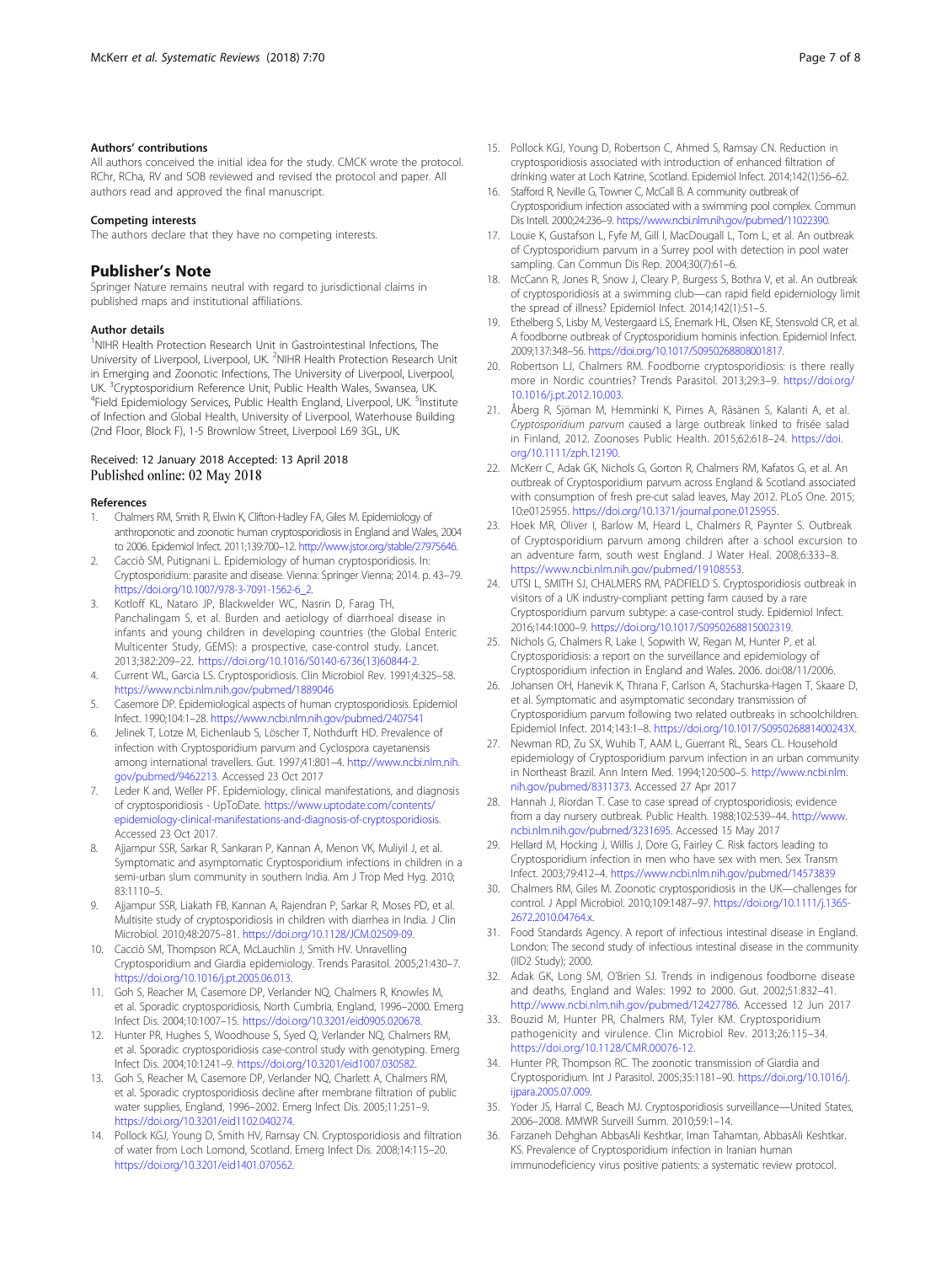### Authors' contributions

All authors conceived the initial idea for the study. CMCK wrote the protocol. RChr, RCha, RV and SOB reviewed and revised the protocol and paper. All authors read and approved the final manuscript.

### Competing interests

The authors declare that they have no competing interests.

## Publisher's Note

Springer Nature remains neutral with regard to jurisdictional claims in published maps and institutional affiliations.

### Author details

[1]NIHR Health Protection Research Unit in Gastrointestinal Infections, The University of Liverpool, Liverpool, UK. [2]NIHR Health Protection Research Unit in Emerging and Zoonotic Infections, The University of Liverpool, Liverpool, UK. [3]Cryptosporidium Reference Unit, Public Health Wales, Swansea, UK. [4]Field Epidemiology Services, Public Health England, Liverpool, UK. [5]Institute of Infection and Global Health, University of Liverpool, Waterhouse Building (2nd Floor, Block F), 1-5 Brownlow Street, Liverpool L69 3GL, UK.

Received: 12 January 2018 Accepted: 13 April 2018
Published online: 02 May 2018

### References

1. Chalmers RM, Smith R, Elwin K, Clifton-Hadley FA, Giles M. Epidemiology of anthroponotic and zoonotic human cryptosporidiosis in England and Wales, 2004 to 2006. Epidemiol Infect. 2011;139:700–12. http://www.jstor.org/stable/27975646.
2. Cacciò SM, Putignani L. Epidemiology of human cryptosporidiosis. In: Cryptosporidium: parasite and disease. Vienna: Springer Vienna; 2014. p. 43–79. https://doi.org/10.1007/978-3-7091-1562-6_2.
3. Kotloff KL, Nataro JP, Blackwelder WC, Nasrin D, Farag TH, Panchalingam S, et al. Burden and aetiology of diarrhoeal disease in infants and young children in developing countries (the Global Enteric Multicenter Study, GEMS): a prospective, case-control study. Lancet. 2013;382:209–22. https://doi.org/10.1016/S0140-6736(13)60844-2.
4. Current WL, Garcia LS. Cryptosporidiosis. Clin Microbiol Rev. 1991;4:325–58. https://www.ncbi.nlm.nih.gov/pubmed/1889046
5. Casemore DP. Epidemiological aspects of human cryptosporidiosis. Epidemiol Infect. 1990;104:1–28. https://www.ncbi.nlm.nih.gov/pubmed/2407541
6. Jelinek T, Lotze M, Eichenlaub S, Löscher T, Nothdurft HD. Prevalence of infection with Cryptosporidium parvum and Cyclospora cayetanensis among international travellers. Gut. 1997;41:801–4. http://www.ncbi.nlm.nih.gov/pubmed/9462213. Accessed 23 Oct 2017
7. Leder K and, Weller PF. Epidemiology, clinical manifestations, and diagnosis of cryptosporidiosis - UpToDate. https://www.uptodate.com/contents/epidemiology-clinical-manifestations-and-diagnosis-of-cryptosporidiosis. Accessed 23 Oct 2017.
8. Ajjampur SSR, Sarkar R, Sankaran P, Kannan A, Menon VK, Muliyil J, et al. Symptomatic and asymptomatic Cryptosporidium infections in children in a semi-urban slum community in southern India. Am J Trop Med Hyg. 2010; 83:1110–5.
9. Ajjampur SSR, Liakath FB, Kannan A, Rajendran P, Sarkar R, Moses PD, et al. Multisite study of cryptosporidiosis in children with diarrhea in India. J Clin Microbiol. 2010;48:2075–81. https://doi.org/10.1128/JCM.02509-09.
10. Cacciò SM, Thompson RCA, McLauchlin J, Smith HV. Unravelling Cryptosporidium and Giardia epidemiology. Trends Parasitol. 2005;21:430–7. https://doi.org/10.1016/j.pt.2005.06.013.
11. Goh S, Reacher M, Casemore DP, Verlander NQ, Chalmers R, Knowles M, et al. Sporadic cryptosporidiosis, North Cumbria, England, 1996–2000. Emerg Infect Dis. 2004;10:1007–15. https://doi.org/10.3201/eid0905.020678.
12. Hunter PR, Hughes S, Woodhouse S, Syed Q, Verlander NQ, Chalmers RM, et al. Sporadic cryptosporidiosis case-control study with genotyping. Emerg Infect Dis. 2004;10:1241–9. https://doi.org/10.3201/eid1007.030582.
13. Goh S, Reacher M, Casemore DP, Verlander NQ, Charlett A, Chalmers RM, et al. Sporadic cryptosporidiosis decline after membrane filtration of public water supplies, England, 1996–2002. Emerg Infect Dis. 2005;11:251–9. https://doi.org/10.3201/eid1102.040274.
14. Pollock KGJ, Young D, Smith HV, Ramsay CN. Cryptosporidiosis and filtration of water from Loch Lomond, Scotland. Emerg Infect Dis. 2008;14:115–20. https://doi.org/10.3201/eid1401.070562.
15. Pollock KGJ, Young D, Robertson C, Ahmed S, Ramsay CN. Reduction in cryptosporidiosis associated with introduction of enhanced filtration of drinking water at Loch Katrine, Scotland. Epidemiol Infect. 2014;142(1):56–62.
16. Stafford R, Neville G, Towner C, McCall B. A community outbreak of Cryptosporidium infection associated with a swimming pool complex. Commun Dis Intell. 2000;24:236–9. https://www.ncbi.nlm.nih.gov/pubmed/11022390.
17. Louie K, Gustafson L, Fyfe M, Gill I, MacDougall L, Tom L, et al. An outbreak of Cryptosporidium parvum in a Surrey pool with detection in pool water sampling. Can Commun Dis Rep. 2004;30(7):61–6.
18. McCann R, Jones R, Snow J, Cleary P, Burgess S, Bothra V, et al. An outbreak of cryptosporidiosis at a swimming club—can rapid field epidemiology limit the spread of illness? Epidemiol Infect. 2014;142(1):51–5.
19. Ethelberg S, Lisby M, Vestergaard LS, Enemark HL, Olsen KE, Stensvold CR, et al. A foodborne outbreak of Cryptosporidium hominis infection. Epidemiol Infect. 2009;137:348–56. https://doi.org/10.1017/S0950268808001817.
20. Robertson LJ, Chalmers RM. Foodborne cryptosporidiosis: is there really more in Nordic countries? Trends Parasitol. 2013;29:3–9. https://doi.org/10.1016/j.pt.2012.10.003.
21. Åberg R, Sjöman M, Hemminki K, Pirnes A, Räsänen S, Kalanti A, et al. *Cryptosporidium parvum* caused a large outbreak linked to frisée salad in Finland, 2012. Zoonoses Public Health. 2015;62:618–24. https://doi.org/10.1111/zph.12190.
22. McKerr C, Adak GK, Nichols G, Gorton R, Chalmers RM, Kafatos G, et al. An outbreak of Cryptosporidium parvum across England & Scotland associated with consumption of fresh pre-cut salad leaves, May 2012. PLoS One. 2015; 10:e0125955. https://doi.org/10.1371/journal.pone.0125955.
23. Hoek MR, Oliver I, Barlow M, Heard L, Chalmers R, Paynter S. Outbreak of Cryptosporidium parvum among children after a school excursion to an adventure farm, south west England. J Water Heal. 2008;6:333–8. https://www.ncbi.nlm.nih.gov/pubmed/19108553.
24. UTSI L, SMITH SJ, CHALMERS RM, PADFIELD S. Cryptosporidiosis outbreak in visitors of a UK industry-compliant petting farm caused by a rare Cryptosporidium parvum subtype: a case-control study. Epidemiol Infect. 2016;144:1000–9. https://doi.org/10.1017/S0950268815002319.
25. Nichols G, Chalmers R, Lake I, Sopwith W, Regan M, Hunter P, et al. Cryptosporidiosis: a report on the surveillance and epidemiology of Cryptosporidium infection in England and Wales. 2006. doi:08/11/2006.
26. Johansen OH, Hanevik K, Thrana F, Carlson A, Stachurska-Hagen T, Skaare D, et al. Symptomatic and asymptomatic secondary transmission of Cryptosporidium parvum following two related outbreaks in schoolchildren. Epidemiol Infect. 2014;143:1–8. https://doi.org/10.1017/S095026881400243X.
27. Newman RD, Zu SX, Wuhib T, AAM L, Guerrant RL, Sears CL. Household epidemiology of Cryptosporidium parvum infection in an urban community in Northeast Brazil. Ann Intern Med. 1994;120:500–5. http://www.ncbi.nlm.nih.gov/pubmed/8311373. Accessed 27 Apr 2017
28. Hannah J, Riordan T. Case to case spread of cryptosporidiosis; evidence from a day nursery outbreak. Public Health. 1988;102:539–44. http://www.ncbi.nlm.nih.gov/pubmed/3231695. Accessed 15 May 2017
29. Hellard M, Hocking J, Willis J, Dore G, Fairley C. Risk factors leading to Cryptosporidium infection in men who have sex with men. Sex Transm Infect. 2003;79:412–4. https://www.ncbi.nlm.nih.gov/pubmed/14573839
30. Chalmers RM, Giles M. Zoonotic cryptosporidiosis in the UK—challenges for control. J Appl Microbiol. 2010;109:1487–97. https://doi.org/10.1111/j.1365-2672.2010.04764.x.
31. Food Standards Agency. A report of infectious intestinal disease in England. London: The second study of infectious intestinal disease in the community (IID2 Study); 2000.
32. Adak GK, Long SM, O'Brien SJ. Trends in indigenous foodborne disease and deaths, England and Wales: 1992 to 2000. Gut. 2002;51:832–41. http://www.ncbi.nlm.nih.gov/pubmed/12427786. Accessed 12 Jun 2017
33. Bouzid M, Hunter PR, Chalmers RM, Tyler KM. Cryptosporidium pathogenicity and virulence. Clin Microbiol Rev. 2013;26:115–34. https://doi.org/10.1128/CMR.00076-12.
34. Hunter PR, Thompson RC. The zoonotic transmission of Giardia and Cryptosporidium. Int J Parasitol. 2005;35:1181–90. https://doi.org/10.1016/j.ijpara.2005.07.009.
35. Yoder JS, Harral C, Beach MJ. Cryptosporidiosis surveillance—United States, 2006–2008. MMWR Surveill Summ. 2010;59:1–14.
36. Farzaneh Dehghan AbbasAli Keshtkar, Iman Tahamtan, AbbasAli Keshtkar. KS. Prevalence of Cryptosporidium infection in Iranian human immunodeficiency virus positive patients: a systematic review protocol.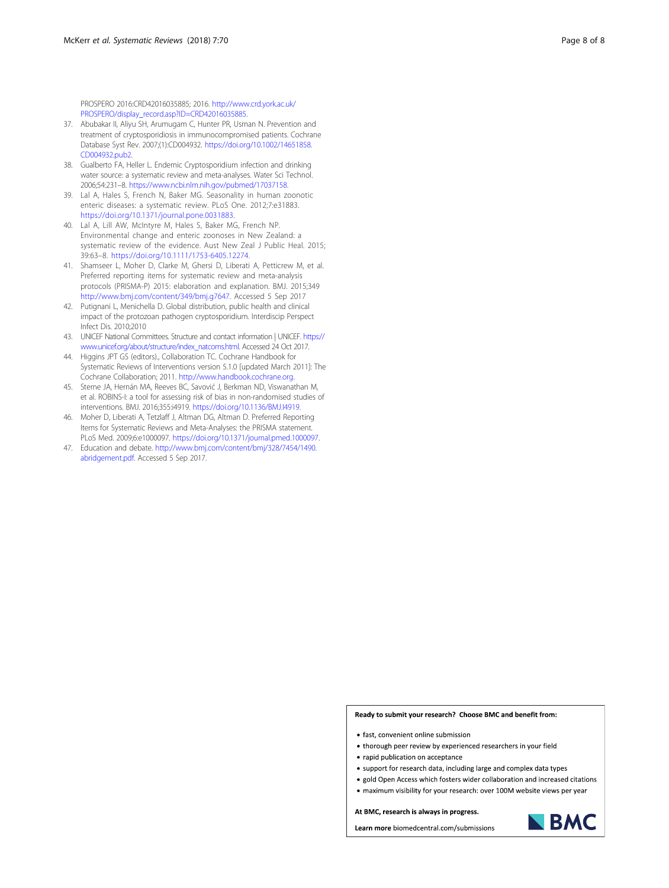PROSPERO 2016:CRD42016035885; 2016. http://www.crd.york.ac.uk/PROSPERO/display_record.asp?ID=CRD42016035885.

37. Abubakar II, Aliyu SH, Arumugam C, Hunter PR, Usman N. Prevention and treatment of cryptosporidiosis in immunocompromised patients. Cochrane Database Syst Rev. 2007;(1):CD004932. https://doi.org/10.1002/14651858.CD004932.pub2.
38. Gualberto FA, Heller L. Endemic Cryptosporidium infection and drinking water source: a systematic review and meta-analyses. Water Sci Technol. 2006;54:231–8. https://www.ncbi.nlm.nih.gov/pubmed/17037158.
39. Lal A, Hales S, French N, Baker MG. Seasonality in human zoonotic enteric diseases: a systematic review. PLoS One. 2012;7:e31883. https://doi.org/10.1371/journal.pone.0031883.
40. Lal A, Lill AW, McIntyre M, Hales S, Baker MG, French NP. Environmental change and enteric zoonoses in New Zealand: a systematic review of the evidence. Aust New Zeal J Public Heal. 2015; 39:63–8. https://doi.org/10.1111/1753-6405.12274.
41. Shamseer L, Moher D, Clarke M, Ghersi D, Liberati A, Petticrew M, et al. Preferred reporting items for systematic review and meta-analysis protocols (PRISMA-P) 2015: elaboration and explanation. BMJ. 2015;349 http://www.bmj.com/content/349/bmj.g7647. Accessed 5 Sep 2017
42. Putignani L, Menichella D. Global distribution, public health and clinical impact of the protozoan pathogen cryptosporidium. Interdiscip Perspect Infect Dis. 2010;2010
43. UNICEF National Committees. Structure and contact information | UNICEF. https://www.unicef.org/about/structure/index_natcoms.html. Accessed 24 Oct 2017.
44. Higgins JPT GS (editors)., Collaboration TC. Cochrane Handbook for Systematic Reviews of Interventions version 5.1.0 [updated March 2011]: The Cochrane Collaboration; 2011. http://www.handbook.cochrane.org.
45. Sterne JA, Hernán MA, Reeves BC, Savović J, Berkman ND, Viswanathan M, et al. ROBINS-I: a tool for assessing risk of bias in non-randomised studies of interventions. BMJ. 2016;355:i4919. https://doi.org/10.1136/BMJ.I4919.
46. Moher D, Liberati A, Tetzlaff J, Altman DG, Altman D. Preferred Reporting Items for Systematic Reviews and Meta-Analyses: the PRISMA statement. PLoS Med. 2009;6:e1000097. https://doi.org/10.1371/journal.pmed.1000097.
47. Education and debate. http://www.bmj.com/content/bmj/328/7454/1490.abridgement.pdf. Accessed 5 Sep 2017.

**Ready to submit your research? Choose BMC and benefit from:**

- fast, convenient online submission
- thorough peer review by experienced researchers in your field
- rapid publication on acceptance
- support for research data, including large and complex data types
- gold Open Access which fosters wider collaboration and increased citations
- maximum visibility for your research: over 100M website views per year

**At BMC, research is always in progress.**

**Learn more** biomedcentral.com/submissions

BMC